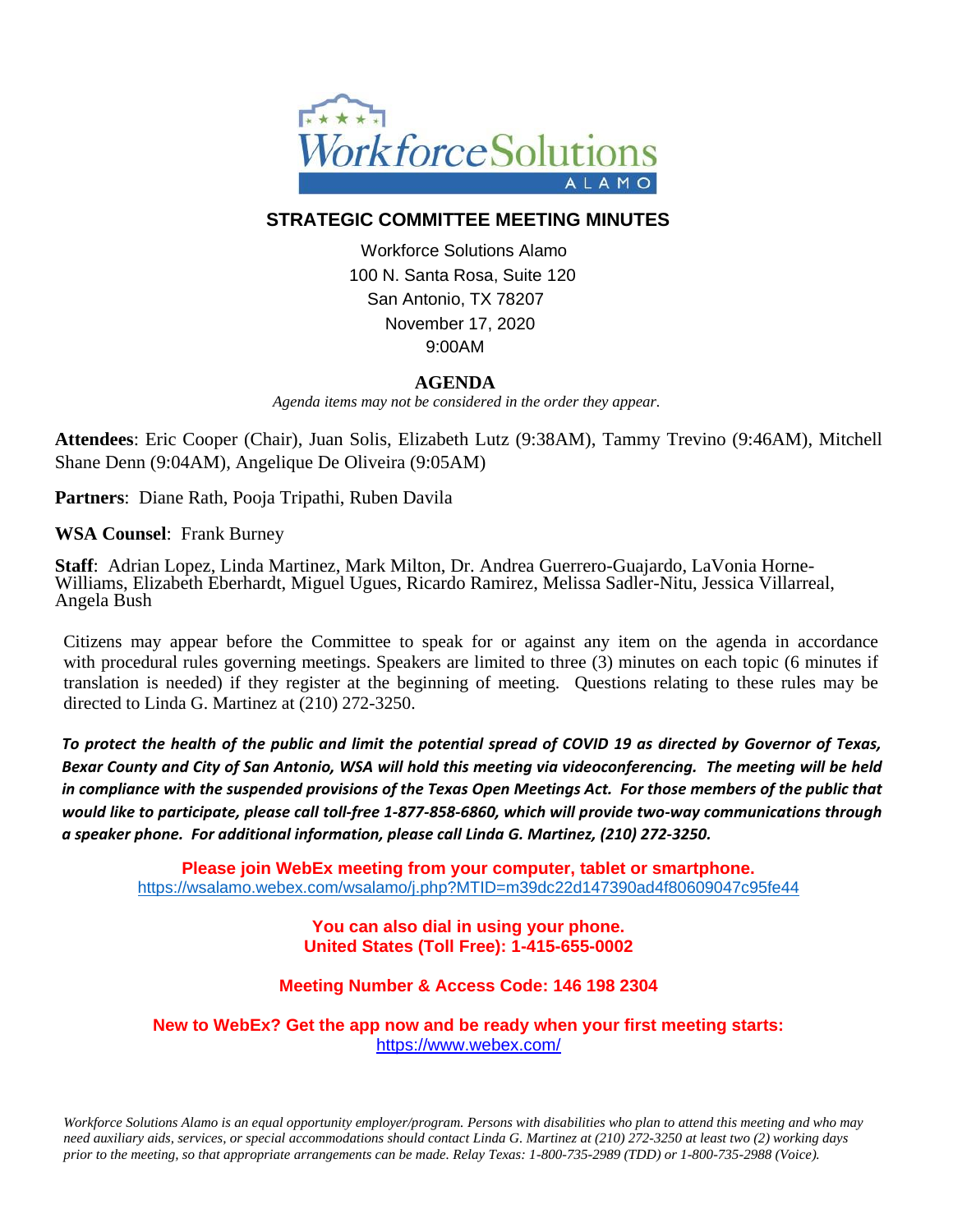Workforce Solutions ALAMO

# STRATEGIC COMMITTEE MEETING MINUTES

Workforce Solutions Alamo
100 N. Santa Rosa, Suite 120
San Antonio, TX 78207
November 17, 2020
9:00AM

## AGENDA

*Agenda items may not be considered in the order they appear.*

**Attendees**: Eric Cooper (Chair), Juan Solis, Elizabeth Lutz (9:38AM), Tammy Trevino (9:46AM), Mitchell Shane Denn (9:04AM), Angelique De Oliveira (9:05AM)

**Partners**: Diane Rath, Pooja Tripathi, Ruben Davila

**WSA Counsel**: Frank Burney

**Staff**: Adrian Lopez, Linda Martinez, Mark Milton, Dr. Andrea Guerrero-Guajardo, LaVonia Horne-Williams, Elizabeth Eberhardt, Miguel Ugues, Ricardo Ramirez, Melissa Sadler-Nitu, Jessica Villarreal, Angela Bush

Citizens may appear before the Committee to speak for or against any item on the agenda in accordance with procedural rules governing meetings. Speakers are limited to three (3) minutes on each topic (6 minutes if translation is needed) if they register at the beginning of meeting. Questions relating to these rules may be directed to Linda G. Martinez at (210) 272-3250.

***To protect the health of the public and limit the potential spread of COVID 19 as directed by Governor of Texas, Bexar County and City of San Antonio, WSA will hold this meeting via videoconferencing. The meeting will be held in compliance with the suspended provisions of the Texas Open Meetings Act. For those members of the public that would like to participate, please call toll-free 1-877-858-6860, which will provide two-way communications through a speaker phone. For additional information, please call Linda G. Martinez, (210) 272-3250.***

**Please join WebEx meeting from your computer, tablet or smartphone.**
https://wsalamo.webex.com/wsalamo/j.php?MTID=m39dc22d147390ad4f80609047c95fe44

**You can also dial in using your phone.**
**United States (Toll Free): 1-415-655-0002**

**Meeting Number & Access Code: 146 198 2304**

**New to WebEx? Get the app now and be ready when your first meeting starts:**
https://www.webex.com/

*Workforce Solutions Alamo is an equal opportunity employer/program. Persons with disabilities who plan to attend this meeting and who may need auxiliary aids, services, or special accommodations should contact Linda G. Martinez at (210) 272-3250 at least two (2) working days prior to the meeting, so that appropriate arrangements can be made. Relay Texas: 1-800-735-2989 (TDD) or 1-800-735-2988 (Voice).*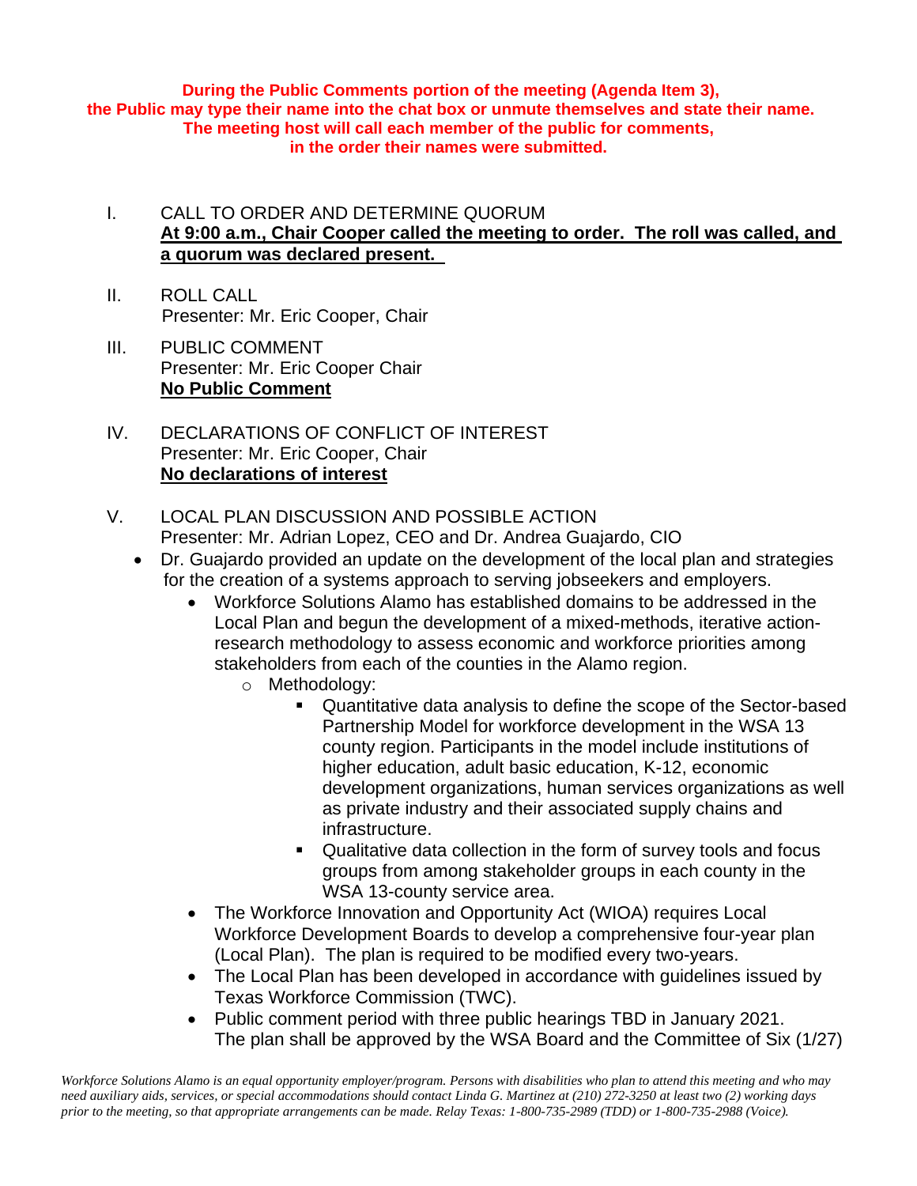**During the Public Comments portion of the meeting (Agenda Item 3), the Public may type their name into the chat box or unmute themselves and state their name. The meeting host will call each member of the public for comments, in the order their names were submitted.**

I. CALL TO ORDER AND DETERMINE QUORUM
**At 9:00 a.m., Chair Cooper called the meeting to order. The roll was called, and a quorum was declared present.**

II. ROLL CALL
Presenter: Mr. Eric Cooper, Chair

III. PUBLIC COMMENT
Presenter: Mr. Eric Cooper Chair
**No Public Comment**

IV. DECLARATIONS OF CONFLICT OF INTEREST
Presenter: Mr. Eric Cooper, Chair
**No declarations of interest**

V. LOCAL PLAN DISCUSSION AND POSSIBLE ACTION
Presenter: Mr. Adrian Lopez, CEO and Dr. Andrea Guajardo, CIO

- Dr. Guajardo provided an update on the development of the local plan and strategies for the creation of a systems approach to serving jobseekers and employers.
  - Workforce Solutions Alamo has established domains to be addressed in the Local Plan and begun the development of a mixed-methods, iterative action-research methodology to assess economic and workforce priorities among stakeholders from each of the counties in the Alamo region.
    - Methodology:
      - Quantitative data analysis to define the scope of the Sector-based Partnership Model for workforce development in the WSA 13 county region. Participants in the model include institutions of higher education, adult basic education, K-12, economic development organizations, human services organizations as well as private industry and their associated supply chains and infrastructure.
      - Qualitative data collection in the form of survey tools and focus groups from among stakeholder groups in each county in the WSA 13-county service area.
  - The Workforce Innovation and Opportunity Act (WIOA) requires Local Workforce Development Boards to develop a comprehensive four-year plan (Local Plan). The plan is required to be modified every two-years.
  - The Local Plan has been developed in accordance with guidelines issued by Texas Workforce Commission (TWC).
  - Public comment period with three public hearings TBD in January 2021. The plan shall be approved by the WSA Board and the Committee of Six (1/27)

*Workforce Solutions Alamo is an equal opportunity employer/program. Persons with disabilities who plan to attend this meeting and who may need auxiliary aids, services, or special accommodations should contact Linda G. Martinez at (210) 272-3250 at least two (2) working days prior to the meeting, so that appropriate arrangements can be made. Relay Texas: 1-800-735-2989 (TDD) or 1-800-735-2988 (Voice).*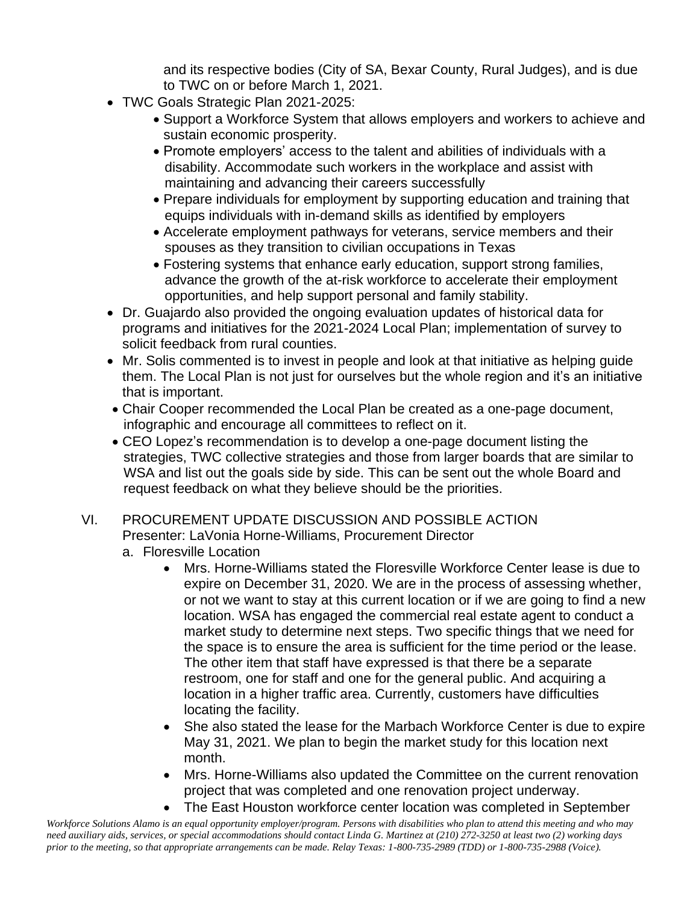and its respective bodies (City of SA, Bexar County, Rural Judges), and is due to TWC on or before March 1, 2021.

- TWC Goals Strategic Plan 2021-2025:
  - Support a Workforce System that allows employers and workers to achieve and sustain economic prosperity.
  - Promote employers' access to the talent and abilities of individuals with a disability. Accommodate such workers in the workplace and assist with maintaining and advancing their careers successfully
  - Prepare individuals for employment by supporting education and training that equips individuals with in-demand skills as identified by employers
  - Accelerate employment pathways for veterans, service members and their spouses as they transition to civilian occupations in Texas
  - Fostering systems that enhance early education, support strong families, advance the growth of the at-risk workforce to accelerate their employment opportunities, and help support personal and family stability.
- Dr. Guajardo also provided the ongoing evaluation updates of historical data for programs and initiatives for the 2021-2024 Local Plan; implementation of survey to solicit feedback from rural counties.
- Mr. Solis commented is to invest in people and look at that initiative as helping guide them. The Local Plan is not just for ourselves but the whole region and it's an initiative that is important.
- Chair Cooper recommended the Local Plan be created as a one-page document, infographic and encourage all committees to reflect on it.
- CEO Lopez's recommendation is to develop a one-page document listing the strategies, TWC collective strategies and those from larger boards that are similar to WSA and list out the goals side by side. This can be sent out the whole Board and request feedback on what they believe should be the priorities.

VI. PROCUREMENT UPDATE DISCUSSION AND POSSIBLE ACTION
Presenter: LaVonia Horne-Williams, Procurement Director

a. Floresville Location

- Mrs. Horne-Williams stated the Floresville Workforce Center lease is due to expire on December 31, 2020. We are in the process of assessing whether, or not we want to stay at this current location or if we are going to find a new location. WSA has engaged the commercial real estate agent to conduct a market study to determine next steps. Two specific things that we need for the space is to ensure the area is sufficient for the time period or the lease. The other item that staff have expressed is that there be a separate restroom, one for staff and one for the general public. And acquiring a location in a higher traffic area. Currently, customers have difficulties locating the facility.
- She also stated the lease for the Marbach Workforce Center is due to expire May 31, 2021. We plan to begin the market study for this location next month.
- Mrs. Horne-Williams also updated the Committee on the current renovation project that was completed and one renovation project underway.
- The East Houston workforce center location was completed in September

*Workforce Solutions Alamo is an equal opportunity employer/program. Persons with disabilities who plan to attend this meeting and who may need auxiliary aids, services, or special accommodations should contact Linda G. Martinez at (210) 272-3250 at least two (2) working days prior to the meeting, so that appropriate arrangements can be made. Relay Texas: 1-800-735-2989 (TDD) or 1-800-735-2988 (Voice).*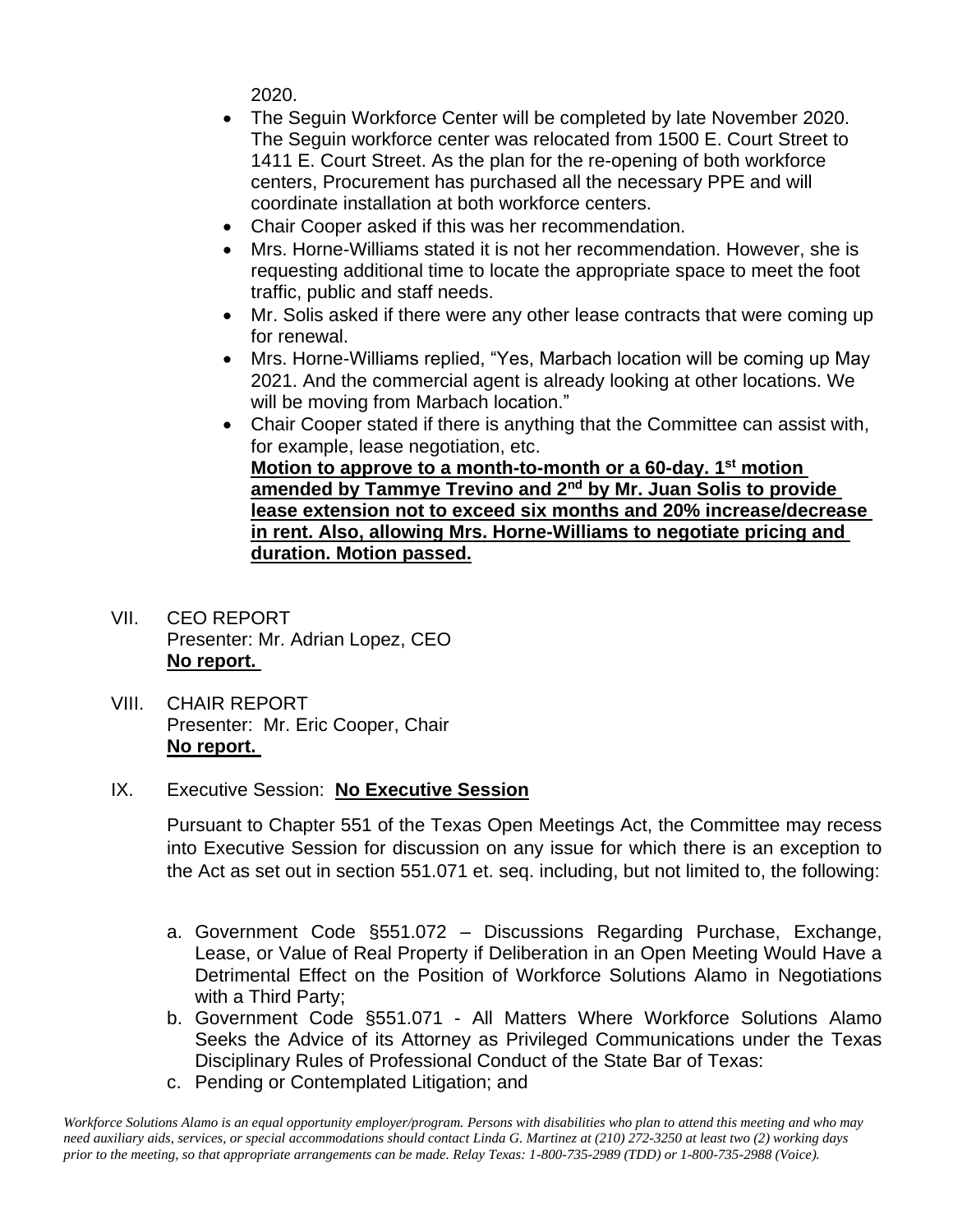2020.

- The Seguin Workforce Center will be completed by late November 2020. The Seguin workforce center was relocated from 1500 E. Court Street to 1411 E. Court Street. As the plan for the re-opening of both workforce centers, Procurement has purchased all the necessary PPE and will coordinate installation at both workforce centers.
- Chair Cooper asked if this was her recommendation.
- Mrs. Horne-Williams stated it is not her recommendation. However, she is requesting additional time to locate the appropriate space to meet the foot traffic, public and staff needs.
- Mr. Solis asked if there were any other lease contracts that were coming up for renewal.
- Mrs. Horne-Williams replied, "Yes, Marbach location will be coming up May 2021. And the commercial agent is already looking at other locations. We will be moving from Marbach location."
- Chair Cooper stated if there is anything that the Committee can assist with, for example, lease negotiation, etc.
  **Motion to approve to a month-to-month or a 60-day. 1st motion amended by Tammye Trevino and 2nd by Mr. Juan Solis to provide lease extension not to exceed six months and 20% increase/decrease in rent. Also, allowing Mrs. Horne-Williams to negotiate pricing and duration. Motion passed.**

VII. CEO REPORT
Presenter: Mr. Adrian Lopez, CEO
**No report.**

VIII. CHAIR REPORT
Presenter: Mr. Eric Cooper, Chair
**No report.**

IX. Executive Session: **No Executive Session**

Pursuant to Chapter 551 of the Texas Open Meetings Act, the Committee may recess into Executive Session for discussion on any issue for which there is an exception to the Act as set out in section 551.071 et. seq. including, but not limited to, the following:

a. Government Code §551.072 – Discussions Regarding Purchase, Exchange, Lease, or Value of Real Property if Deliberation in an Open Meeting Would Have a Detrimental Effect on the Position of Workforce Solutions Alamo in Negotiations with a Third Party;
b. Government Code §551.071 - All Matters Where Workforce Solutions Alamo Seeks the Advice of its Attorney as Privileged Communications under the Texas Disciplinary Rules of Professional Conduct of the State Bar of Texas:
c. Pending or Contemplated Litigation; and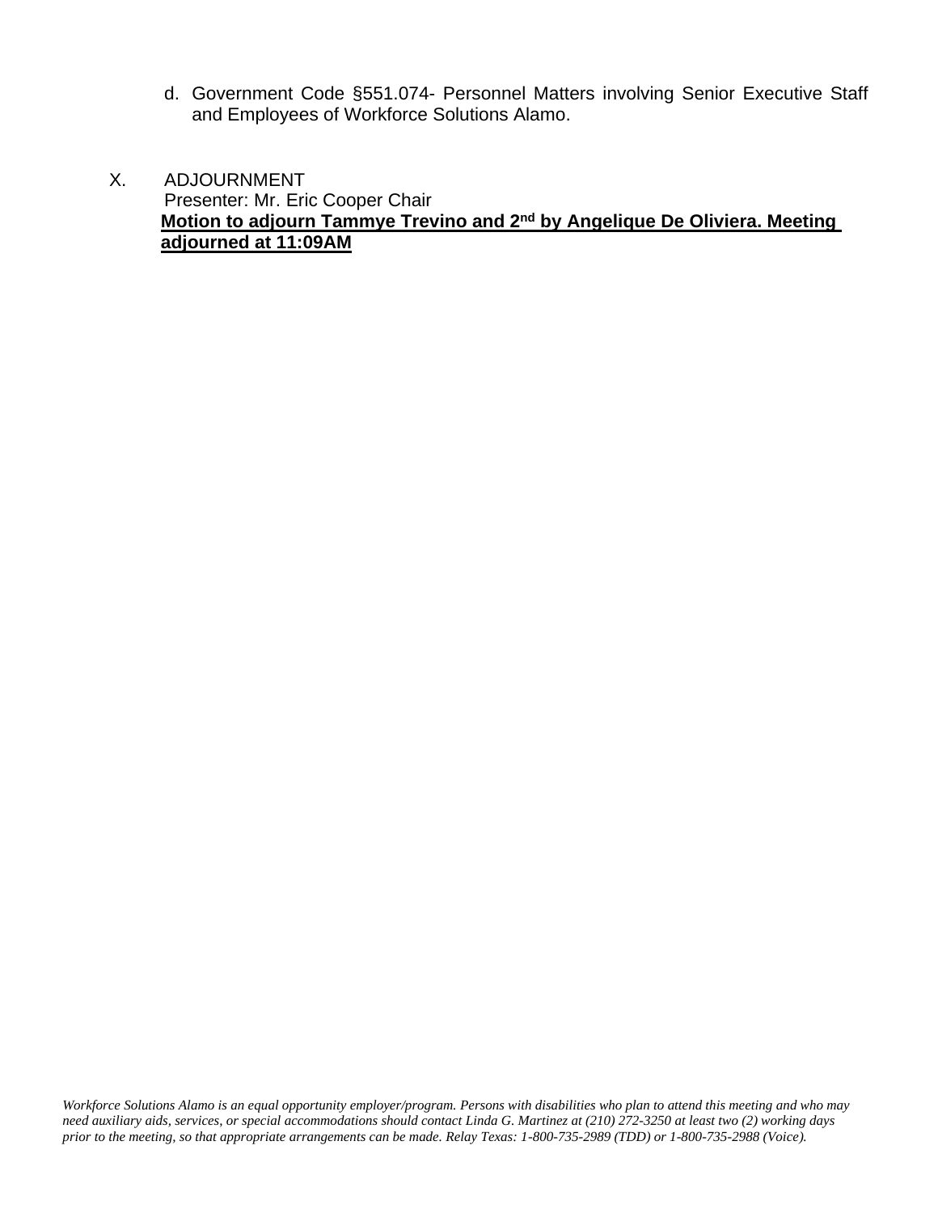d. Government Code §551.074- Personnel Matters involving Senior Executive Staff and Employees of Workforce Solutions Alamo.

X. ADJOURNMENT

Presenter: Mr. Eric Cooper Chair

**Motion to adjourn Tammye Trevino and 2nd by Angelique De Oliviera. Meeting adjourned at 11:09AM**

*Workforce Solutions Alamo is an equal opportunity employer/program. Persons with disabilities who plan to attend this meeting and who may need auxiliary aids, services, or special accommodations should contact Linda G. Martinez at (210) 272-3250 at least two (2) working days prior to the meeting, so that appropriate arrangements can be made. Relay Texas: 1-800-735-2989 (TDD) or 1-800-735-2988 (Voice).*